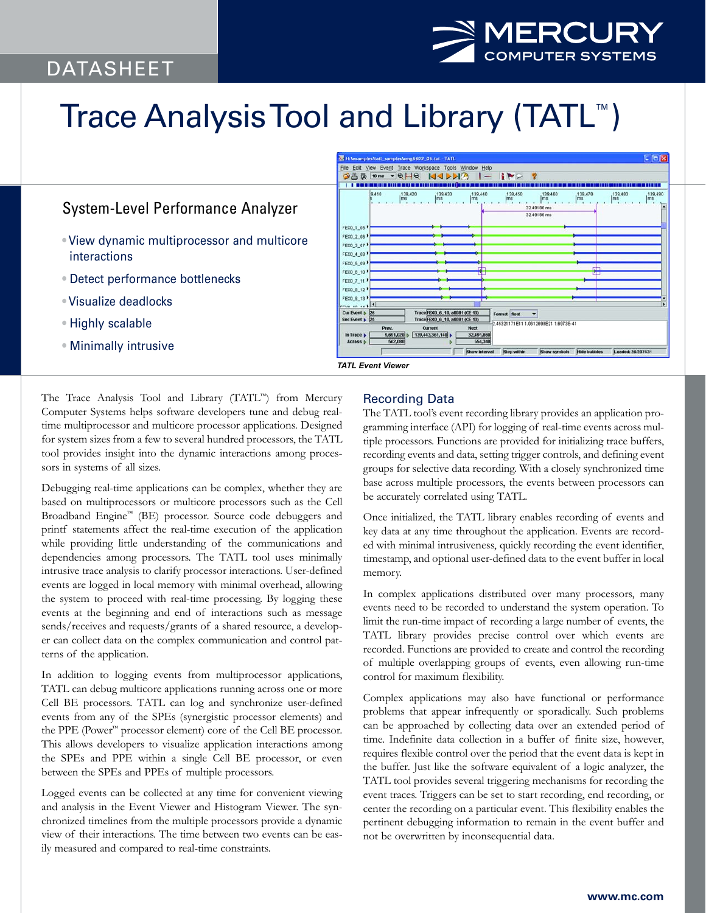DATASHEET

# Trace Analysis Tool and Library (TATL™)

## System-Level Performance Analyzer

- View dynamic multiprocessor and multicore interactions
- Detect performance bottlenecks
- Visualize deadlocks
- Highly scalable
- Minimally intrusive

*TATL Event Viewer*

The Trace Analysis Tool and Library (TATL™) from Mercury Computer Systems helps software developers tune and debug real-time multiprocessor and multicore processor applications. Designed for system sizes from a few to several hundred processors, the TATL tool provides insight into the dynamic interactions among processors in systems of all sizes.

Debugging real-time applications can be complex, whether they are based on multiprocessors or multicore processors such as the Cell Broadband Engine™ (BE) processor. Source code debuggers and printf statements affect the real-time execution of the application while providing little understanding of the communications and dependencies among processors. The TATL tool uses minimally intrusive trace analysis to clarify processor interactions. User-defined events are logged in local memory with minimal overhead, allowing the system to proceed with real-time processing. By logging these events at the beginning and end of interactions such as message sends/receives and requests/grants of a shared resource, a developer can collect data on the complex communication and control patterns of the application.

In addition to logging events from multiprocessor applications, TATL can debug multicore applications running across one or more Cell BE processors. TATL can log and synchronize user-defined events from any of the SPEs (synergistic processor elements) and the PPE (Power™ processor element) core of the Cell BE processor. This allows developers to visualize application interactions among the SPEs and PPE within a single Cell BE processor, or even between the SPEs and PPEs of multiple processors.

Logged events can be collected at any time for convenient viewing and analysis in the Event Viewer and Histogram Viewer. The synchronized timelines from the multiple processors provide a dynamic view of their interactions. The time between two events can be easily measured and compared to real-time constraints.

## Recording Data

The TATL tool's event recording library provides an application programming interface (API) for logging of real-time events across multiple processors. Functions are provided for initializing trace buffers, recording events and data, setting trigger controls, and defining event groups for selective data recording. With a closely synchronized time base across multiple processors, the events between processors can be accurately correlated using TATL.

Once initialized, the TATL library enables recording of events and key data at any time throughout the application. Events are recorded with minimal intrusiveness, quickly recording the event identifier, timestamp, and optional user-defined data to the event buffer in local memory.

In complex applications distributed over many processors, many events need to be recorded to understand the system operation. To limit the run-time impact of recording a large number of events, the TATL library provides precise control over which events are recorded. Functions are provided to create and control the recording of multiple overlapping groups of events, even allowing run-time control for maximum flexibility.

Complex applications may also have functional or performance problems that appear infrequently or sporadically. Such problems can be approached by collecting data over an extended period of time. Indefinite data collection in a buffer of finite size, however, requires flexible control over the period that the event data is kept in the buffer. Just like the software equivalent of a logic analyzer, the TATL tool provides several triggering mechanisms for recording the event traces. Triggers can be set to start recording, end recording, or center the recording on a particular event. This flexibility enables the pertinent debugging information to remain in the event buffer and not be overwritten by inconsequential data.

www.mc.com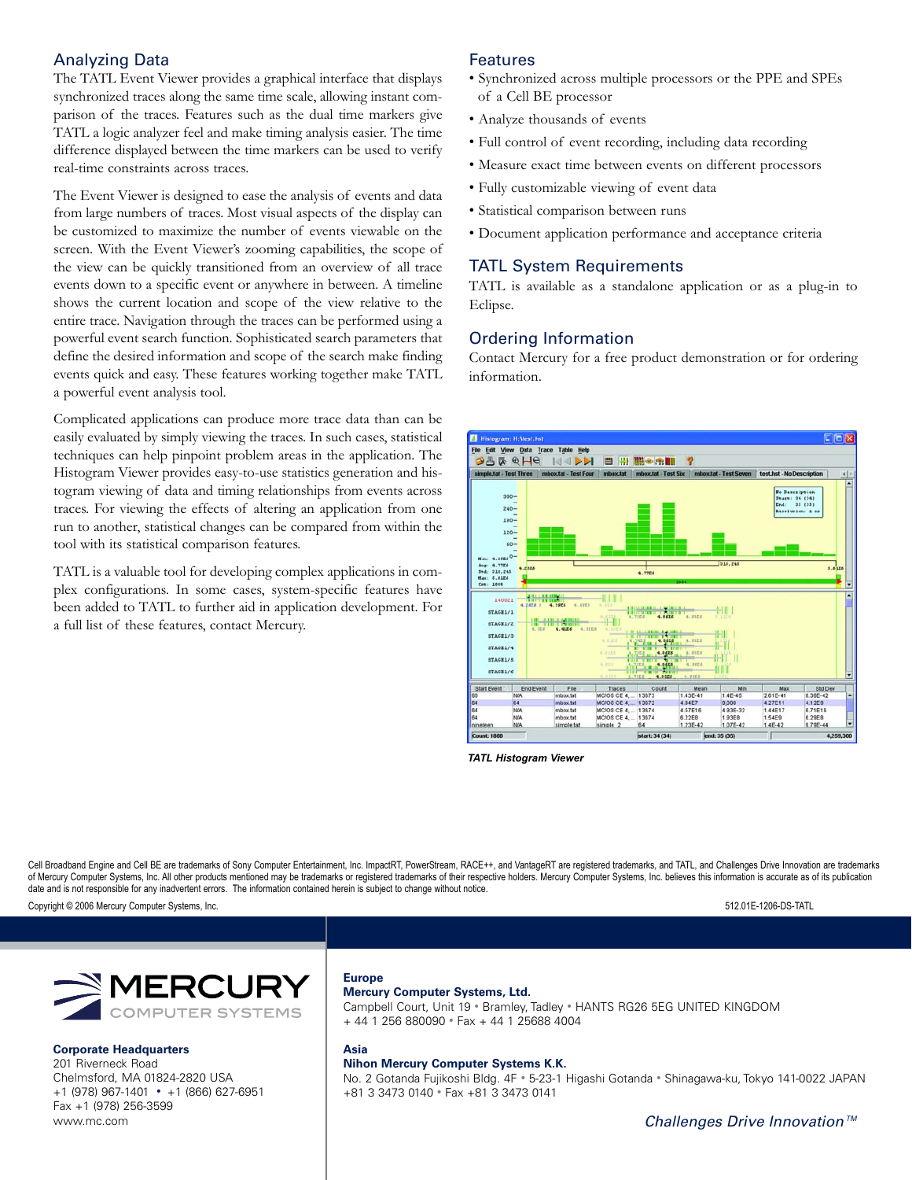## Analyzing Data

The TATL Event Viewer provides a graphical interface that displays synchronized traces along the same time scale, allowing instant comparison of the traces. Features such as the dual time markers give TATL a logic analyzer feel and make timing analysis easier. The time difference displayed between the time markers can be used to verify real-time constraints across traces.

The Event Viewer is designed to ease the analysis of events and data from large numbers of traces. Most visual aspects of the display can be customized to maximize the number of events viewable on the screen. With the Event Viewer's zooming capabilities, the scope of the view can be quickly transitioned from an overview of all trace events down to a specific event or anywhere in between. A timeline shows the current location and scope of the view relative to the entire trace. Navigation through the traces can be performed using a powerful event search function. Sophisticated search parameters that define the desired information and scope of the search make finding events quick and easy. These features working together make TATL a powerful event analysis tool.

Complicated applications can produce more trace data than can be easily evaluated by simply viewing the traces. In such cases, statistical techniques can help pinpoint problem areas in the application. The Histogram Viewer provides easy-to-use statistics generation and histogram viewing of data and timing relationships from events across traces. For viewing the effects of altering an application from one run to another, statistical changes can be compared from within the tool with its statistical comparison features.

TATL is a valuable tool for developing complex applications in complex configurations. In some cases, system-specific features have been added to TATL to further aid in application development. For a full list of these features, contact Mercury.

## Features

- Synchronized across multiple processors or the PPE and SPEs of a Cell BE processor
- Analyze thousands of events
- Full control of event recording, including data recording
- Measure exact time between events on different processors
- Fully customizable viewing of event data
- Statistical comparison between runs
- Document application performance and acceptance criteria

## TATL System Requirements

TATL is available as a standalone application or as a plug-in to Eclipse.

## Ordering Information

Contact Mercury for a free product demonstration or for ordering information.

*TATL Histogram Viewer*

Cell Broadband Engine and Cell BE are trademarks of Sony Computer Entertainment, Inc. ImpactRT, PowerStream, RACE++, and VantageRT are registered trademarks, and TATL, and Challenges Drive Innovation are trademarks of Mercury Computer Systems, Inc. All other products mentioned may be trademarks or registered trademarks of their respective holders. Mercury Computer Systems, Inc. believes this information is accurate as of its publication date and is not responsible for any inadvertent errors. The information contained herein is subject to change without notice.

Copyright © 2006 Mercury Computer Systems, Inc.

512.01E-1206-DS-TATL

MERCURY COMPUTER SYSTEMS

**Corporate Headquarters**
201 Riverneck Road
Chelmsford, MA 01824-2820 USA
+1 (978) 967-1401 • +1 (866) 627-6951
Fax +1 (978) 256-3599
www.mc.com

**Europe**
**Mercury Computer Systems, Ltd.**
Campbell Court, Unit 19 • Bramley, Tadley • HANTS RG26 5EG UNITED KINGDOM
+ 44 1 256 880090 • Fax + 44 1 25688 4004

**Asia**
**Nihon Mercury Computer Systems K.K.**
No. 2 Gotanda Fujikoshi Bldg. 4F • 5-23-1 Higashi Gotanda • Shinagawa-ku, Tokyo 141-0022 JAPAN
+81 3 3473 0140 • Fax +81 3 3473 0141

*Challenges Drive Innovation™*